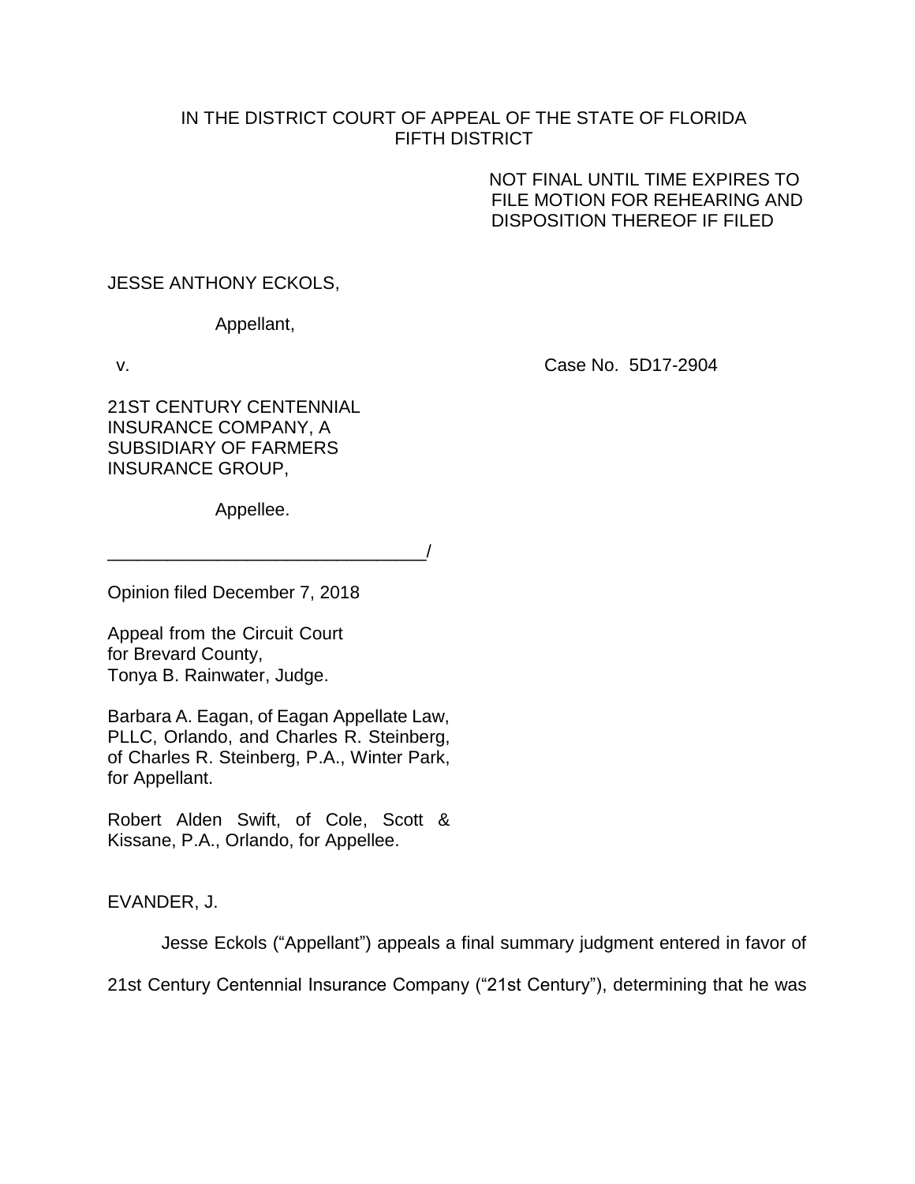IN THE DISTRICT COURT OF APPEAL OF THE STATE OF FLORIDA
FIFTH DISTRICT

NOT FINAL UNTIL TIME EXPIRES TO FILE MOTION FOR REHEARING AND DISPOSITION THEREOF IF FILED

JESSE ANTHONY ECKOLS,

Appellant,

v. Case No. 5D17-2904

21ST CENTURY CENTENNIAL INSURANCE COMPANY, A SUBSIDIARY OF FARMERS INSURANCE GROUP,

Appellee.

________________________________/

Opinion filed December 7, 2018

Appeal from the Circuit Court for Brevard County,
Tonya B. Rainwater, Judge.

Barbara A. Eagan, of Eagan Appellate Law, PLLC, Orlando, and Charles R. Steinberg, of Charles R. Steinberg, P.A., Winter Park, for Appellant.

Robert Alden Swift, of Cole, Scott & Kissane, P.A., Orlando, for Appellee.

EVANDER, J.

Jesse Eckols ("Appellant") appeals a final summary judgment entered in favor of 21st Century Centennial Insurance Company ("21st Century"), determining that he was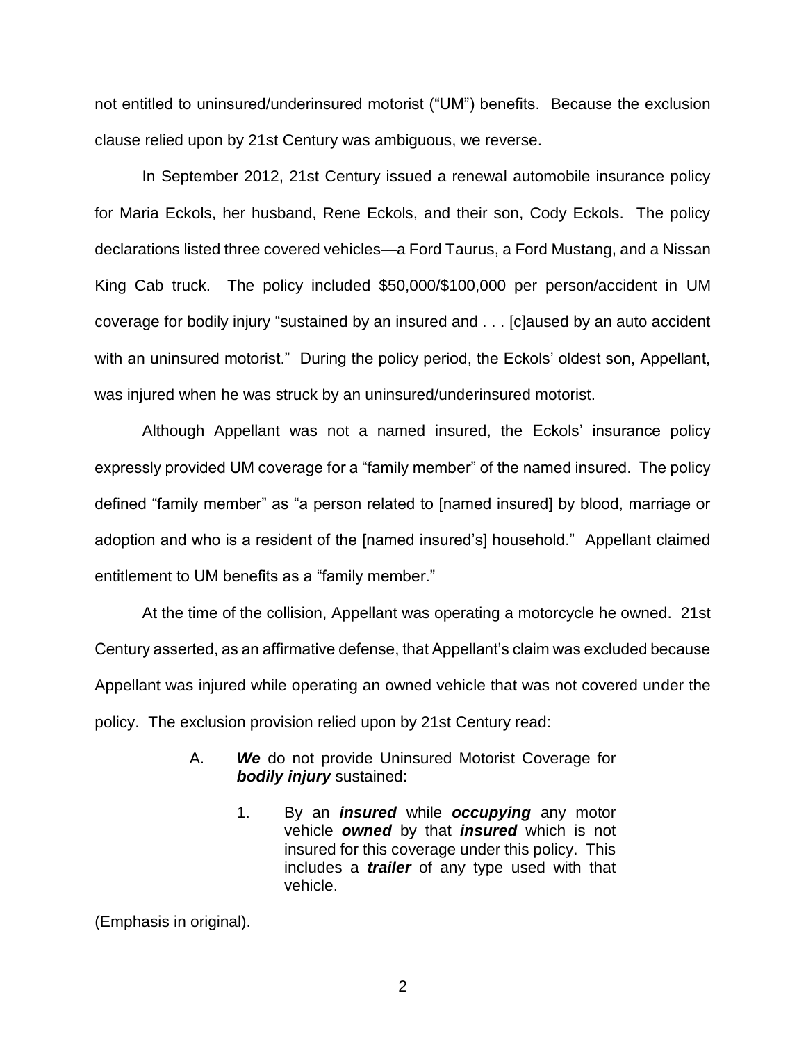not entitled to uninsured/underinsured motorist ("UM") benefits. Because the exclusion clause relied upon by 21st Century was ambiguous, we reverse.

In September 2012, 21st Century issued a renewal automobile insurance policy for Maria Eckols, her husband, Rene Eckols, and their son, Cody Eckols. The policy declarations listed three covered vehicles—a Ford Taurus, a Ford Mustang, and a Nissan King Cab truck. The policy included $50,000/$100,000 per person/accident in UM coverage for bodily injury "sustained by an insured and . . . [c]aused by an auto accident with an uninsured motorist." During the policy period, the Eckols' oldest son, Appellant, was injured when he was struck by an uninsured/underinsured motorist.

Although Appellant was not a named insured, the Eckols' insurance policy expressly provided UM coverage for a "family member" of the named insured. The policy defined "family member" as "a person related to [named insured] by blood, marriage or adoption and who is a resident of the [named insured's] household." Appellant claimed entitlement to UM benefits as a "family member."

At the time of the collision, Appellant was operating a motorcycle he owned. 21st Century asserted, as an affirmative defense, that Appellant's claim was excluded because Appellant was injured while operating an owned vehicle that was not covered under the policy. The exclusion provision relied upon by 21st Century read:

> A. ***We*** do not provide Uninsured Motorist Coverage for ***bodily injury*** sustained:
>
> 1. By an ***insured*** while ***occupying*** any motor vehicle ***owned*** by that ***insured*** which is not insured for this coverage under this policy. This includes a ***trailer*** of any type used with that vehicle.

(Emphasis in original).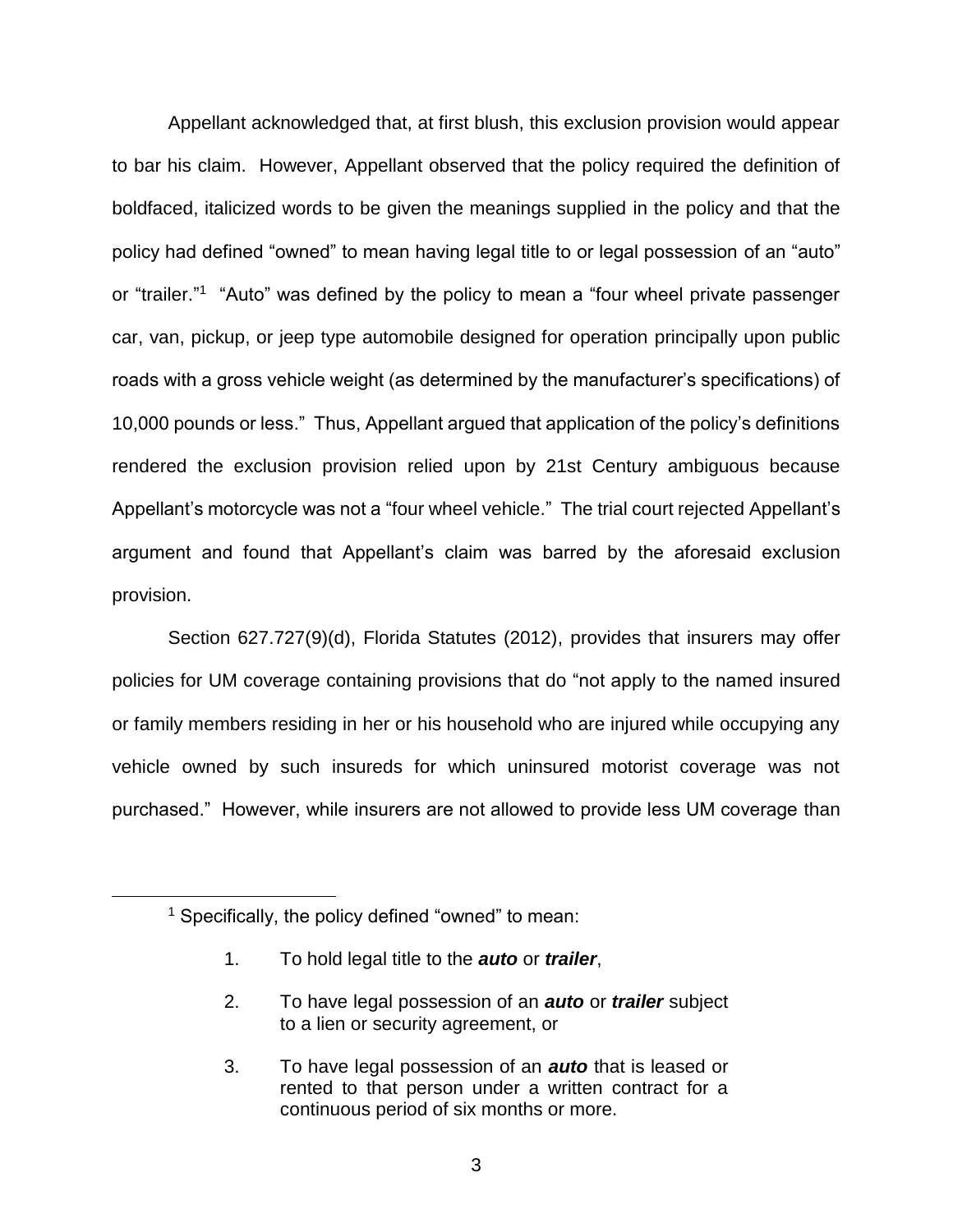Appellant acknowledged that, at first blush, this exclusion provision would appear to bar his claim. However, Appellant observed that the policy required the definition of boldfaced, italicized words to be given the meanings supplied in the policy and that the policy had defined "owned" to mean having legal title to or legal possession of an "auto" or "trailer."[1] "Auto" was defined by the policy to mean a "four wheel private passenger car, van, pickup, or jeep type automobile designed for operation principally upon public roads with a gross vehicle weight (as determined by the manufacturer's specifications) of 10,000 pounds or less." Thus, Appellant argued that application of the policy's definitions rendered the exclusion provision relied upon by 21st Century ambiguous because Appellant's motorcycle was not a "four wheel vehicle." The trial court rejected Appellant's argument and found that Appellant's claim was barred by the aforesaid exclusion provision.

Section 627.727(9)(d), Florida Statutes (2012), provides that insurers may offer policies for UM coverage containing provisions that do "not apply to the named insured or family members residing in her or his household who are injured while occupying any vehicle owned by such insureds for which uninsured motorist coverage was not purchased." However, while insurers are not allowed to provide less UM coverage than

---

[1] Specifically, the policy defined "owned" to mean:

1. To hold legal title to the ***auto*** or ***trailer***,
2. To have legal possession of an ***auto*** or ***trailer*** subject to a lien or security agreement, or
3. To have legal possession of an ***auto*** that is leased or rented to that person under a written contract for a continuous period of six months or more.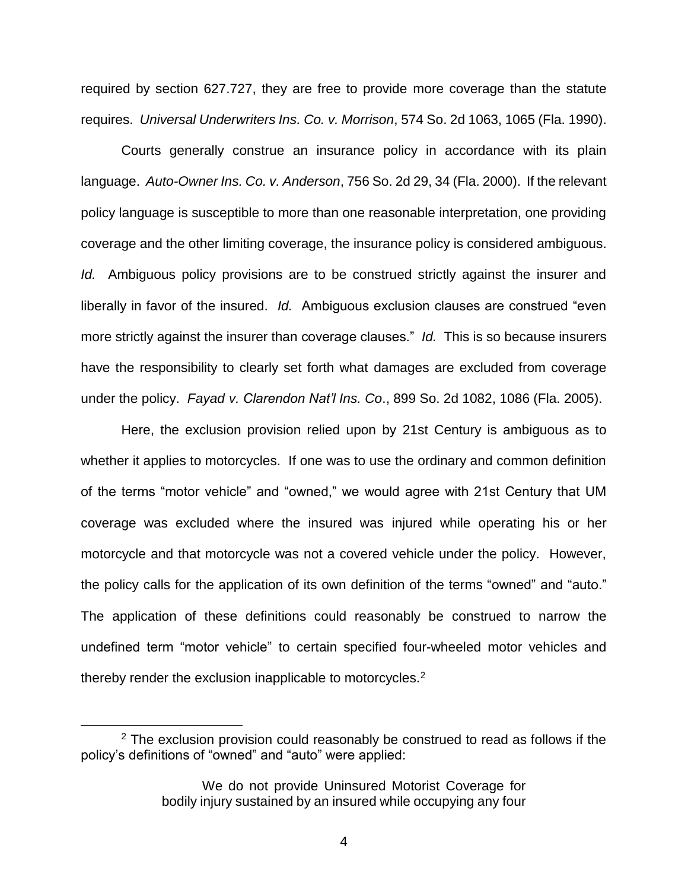required by section 627.727, they are free to provide more coverage than the statute requires. *Universal Underwriters Ins. Co. v. Morrison*, 574 So. 2d 1063, 1065 (Fla. 1990).

Courts generally construe an insurance policy in accordance with its plain language. *Auto-Owner Ins. Co. v. Anderson*, 756 So. 2d 29, 34 (Fla. 2000). If the relevant policy language is susceptible to more than one reasonable interpretation, one providing coverage and the other limiting coverage, the insurance policy is considered ambiguous. *Id.* Ambiguous policy provisions are to be construed strictly against the insurer and liberally in favor of the insured. *Id.* Ambiguous exclusion clauses are construed "even more strictly against the insurer than coverage clauses." *Id.* This is so because insurers have the responsibility to clearly set forth what damages are excluded from coverage under the policy. *Fayad v. Clarendon Nat'l Ins. Co*., 899 So. 2d 1082, 1086 (Fla. 2005).

Here, the exclusion provision relied upon by 21st Century is ambiguous as to whether it applies to motorcycles. If one was to use the ordinary and common definition of the terms "motor vehicle" and "owned," we would agree with 21st Century that UM coverage was excluded where the insured was injured while operating his or her motorcycle and that motorcycle was not a covered vehicle under the policy. However, the policy calls for the application of its own definition of the terms "owned" and "auto." The application of these definitions could reasonably be construed to narrow the undefined term "motor vehicle" to certain specified four-wheeled motor vehicles and thereby render the exclusion inapplicable to motorcycles.[2]

---

[2] The exclusion provision could reasonably be construed to read as follows if the policy's definitions of "owned" and "auto" were applied:

> We do not provide Uninsured Motorist Coverage for bodily injury sustained by an insured while occupying any four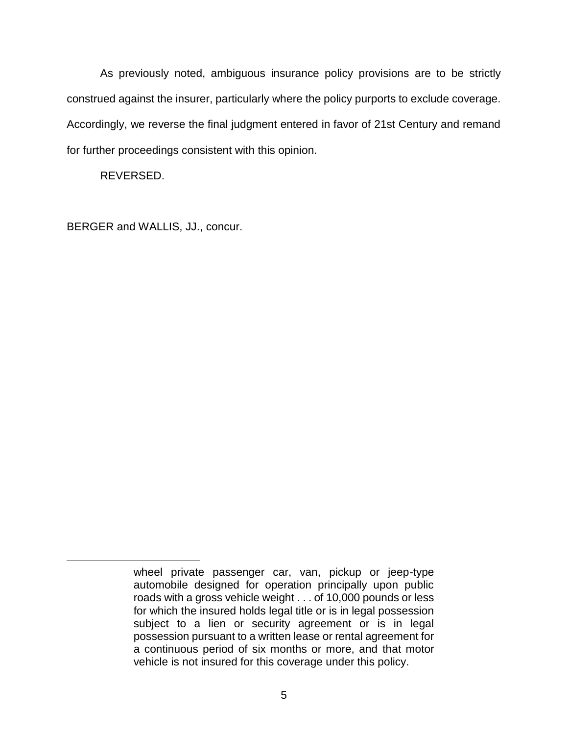As previously noted, ambiguous insurance policy provisions are to be strictly construed against the insurer, particularly where the policy purports to exclude coverage. Accordingly, we reverse the final judgment entered in favor of 21st Century and remand for further proceedings consistent with this opinion.

REVERSED.

BERGER and WALLIS, JJ., concur.

---

> wheel private passenger car, van, pickup or jeep-type automobile designed for operation principally upon public roads with a gross vehicle weight . . . of 10,000 pounds or less for which the insured holds legal title or is in legal possession subject to a lien or security agreement or is in legal possession pursuant to a written lease or rental agreement for a continuous period of six months or more, and that motor vehicle is not insured for this coverage under this policy.